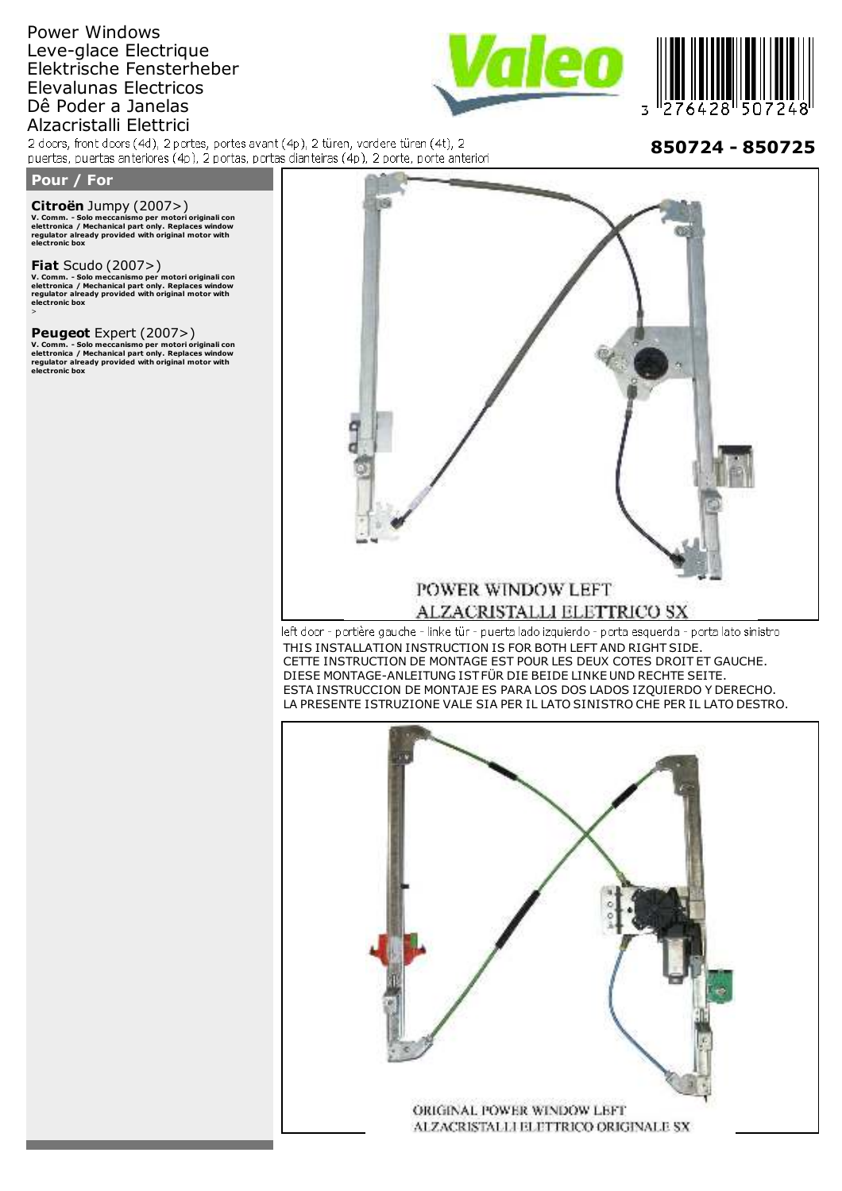# Power Windows
# Leve-glace Electrique
# Elektrische Fensterheber
# Elevalunas Electricos
# Dê Poder a Janelas
# Alzacristalli Elettrici

2 doors, front doors (4d), 2 portes, portes avant (4p), 2 türen, vordere türen (4t), 2 puertas, puertas anteriores (4p), 2 portas, portas dianteiras (4p), 2 porte, porte anteriori

**850724 - 850725**

3 276428 507248

## Pour / For

**Citroën** Jumpy (2007>)
**V. Comm. - Solo meccanismo per motori originali con elettronica / Mechanical part only. Replaces window regulator already provided with original motor with electronic box**

**Fiat** Scudo (2007>)
**V. Comm. - Solo meccanismo per motori originali con elettronica / Mechanical part only. Replaces window regulator already provided with original motor with electronic box**
>

**Peugeot** Expert (2007>)
**V. Comm. - Solo meccanismo per motori originali con elettronica / Mechanical part only. Replaces window regulator already provided with original motor with electronic box**

POWER WINDOW LEFT
ALZACRISTALLI ELETTRICO SX

left door - portière gauche - linke tür - puerta lado izquierdo - porta esquerda - porta lato sinistro

THIS INSTALLATION INSTRUCTION IS FOR BOTH LEFT AND RIGHT SIDE.
CETTE INSTRUCTION DE MONTAGE EST POUR LES DEUX COTES DROIT ET GAUCHE.
DIESE MONTAGE-ANLEITUNG IST FÜR DIE BEIDE LINKE UND RECHTE SEITE.
ESTA INSTRUCCION DE MONTAJE ES PARA LOS DOS LADOS IZQUIERDO Y DERECHO.
LA PRESENTE ISTRUZIONE VALE SIA PER IL LATO SINISTRO CHE PER IL LATO DESTRO.

ORIGINAL POWER WINDOW LEFT
ALZACRISTALLI ELETTRICO ORIGINALE SX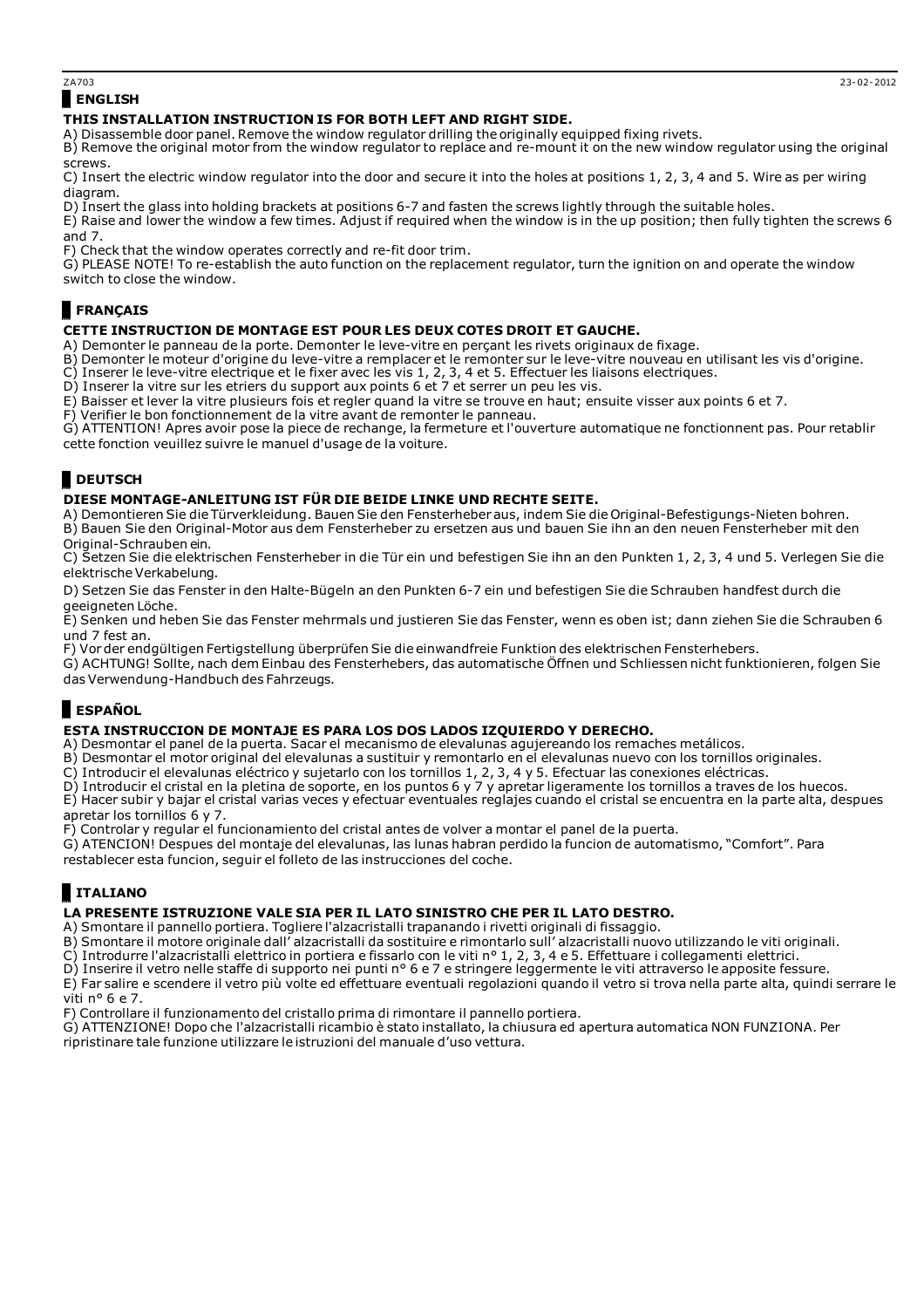ZA703 23-02-2012

## ENGLISH

**THIS INSTALLATION INSTRUCTION IS FOR BOTH LEFT AND RIGHT SIDE.**

A) Disassemble door panel. Remove the window regulator drilling the originally equipped fixing rivets.
B) Remove the original motor from the window regulator to replace and re-mount it on the new window regulator using the original screws.
C) Insert the electric window regulator into the door and secure it into the holes at positions 1, 2, 3, 4 and 5. Wire as per wiring diagram.
D) Insert the glass into holding brackets at positions 6-7 and fasten the screws lightly through the suitable holes.
E) Raise and lower the window a few times. Adjust if required when the window is in the up position; then fully tighten the screws 6 and 7.
F) Check that the window operates correctly and re-fit door trim.
G) PLEASE NOTE! To re-establish the auto function on the replacement regulator, turn the ignition on and operate the window switch to close the window.

## FRANÇAIS

**CETTE INSTRUCTION DE MONTAGE EST POUR LES DEUX COTES DROIT ET GAUCHE.**

A) Demonter le panneau de la porte. Demonter le leve-vitre en perçant les rivets originaux de fixage.
B) Demonter le moteur d'origine du leve-vitre a remplacer et le remonter sur le leve-vitre nouveau en utilisant les vis d'origine.
C) Inserer le leve-vitre electrique et le fixer avec les vis 1, 2, 3, 4 et 5. Effectuer les liaisons electriques.
D) Inserer la vitre sur les etriers du support aux points 6 et 7 et serrer un peu les vis.
E) Baisser et lever la vitre plusieurs fois et regler quand la vitre se trouve en haut; ensuite visser aux points 6 et 7.
F) Verifier le bon fonctionnement de la vitre avant de remonter le panneau.
G) ATTENTION! Apres avoir pose la piece de rechange, la fermeture et l'ouverture automatique ne fonctionnent pas. Pour retablir cette fonction veuillez suivre le manuel d'usage de la voiture.

## DEUTSCH

**DIESE MONTAGE-ANLEITUNG IST FÜR DIE BEIDE LINKE UND RECHTE SEITE.**

A) Demontieren Sie die Türverkleidung. Bauen Sie den Fensterheber aus, indem Sie die Original-Befestigungs-Nieten bohren.
B) Bauen Sie den Original-Motor aus dem Fensterheber zu ersetzen aus und bauen Sie ihn an den neuen Fensterheber mit den Original-Schrauben ein.
C) Setzen Sie die elektrischen Fensterheber in die Tür ein und befestigen Sie ihn an den Punkten 1, 2, 3, 4 und 5. Verlegen Sie die elektrische Verkabelung.
D) Setzen Sie das Fenster in den Halte-Bügeln an den Punkten 6-7 ein und befestigen Sie die Schrauben handfest durch die geeigneten Löche.
E) Senken und heben Sie das Fenster mehrmals und justieren Sie das Fenster, wenn es oben ist; dann ziehen Sie die Schrauben 6 und 7 fest an.
F) Vor der endgültigen Fertigstellung überprüfen Sie die einwandfreie Funktion des elektrischen Fensterhebers.
G) ACHTUNG! Sollte, nach dem Einbau des Fensterhebers, das automatische Öffnen und Schliessen nicht funktionieren, folgen Sie das Verwendung-Handbuch des Fahrzeugs.

## ESPAÑOL

**ESTA INSTRUCCION DE MONTAJE ES PARA LOS DOS LADOS IZQUIERDO Y DERECHO.**

A) Desmontar el panel de la puerta. Sacar el mecanismo de elevalunas agujereando los remaches metálicos.
B) Desmontar el motor original del elevalunas a sustituir y remontarlo en el elevalunas nuevo con los tornillos originales.
C) Introducir el elevalunas eléctrico y sujetarlo con los tornillos 1, 2, 3, 4 y 5. Efectuar las conexiones eléctricas.
D) Introducir el cristal en la pletina de soporte, en los puntos 6 y 7 y apretar ligeramente los tornillos a traves de los huecos.
E) Hacer subir y bajar el cristal varias veces y efectuar eventuales reglajes cuando el cristal se encuentra en la parte alta, despues apretar los tornillos 6 y 7.
F) Controlar y regular el funcionamiento del cristal antes de volver a montar el panel de la puerta.
G) ATENCION! Despues del montaje del elevalunas, las lunas habran perdido la funcion de automatismo, "Comfort". Para restablecer esta funcion, seguir el folleto de las instrucciones del coche.

## ITALIANO

**LA PRESENTE ISTRUZIONE VALE SIA PER IL LATO SINISTRO CHE PER IL LATO DESTRO.**

A) Smontare il pannello portiera. Togliere l'alzacristalli trapanando i rivetti originali di fissaggio.
B) Smontare il motore originale dall' alzacristalli da sostituire e rimontarlo sull' alzacristalli nuovo utilizzando le viti originali.
C) Introdurre l'alzacristalli elettrico in portiera e fissarlo con le viti n° 1, 2, 3, 4 e 5. Effettuare i collegamenti elettrici.
D) Inserire il vetro nelle staffe di supporto nei punti n° 6 e 7 e stringere leggermente le viti attraverso le apposite fessure.
E) Far salire e scendere il vetro più volte ed effettuare eventuali regolazioni quando il vetro si trova nella parte alta, quindi serrare le viti n° 6 e 7.
F) Controllare il funzionamento del cristallo prima di rimontare il pannello portiera.
G) ATTENZIONE! Dopo che l'alzacristalli ricambio è stato installato, la chiusura ed apertura automatica NON FUNZIONA. Per ripristinare tale funzione utilizzare le istruzioni del manuale d'uso vettura.